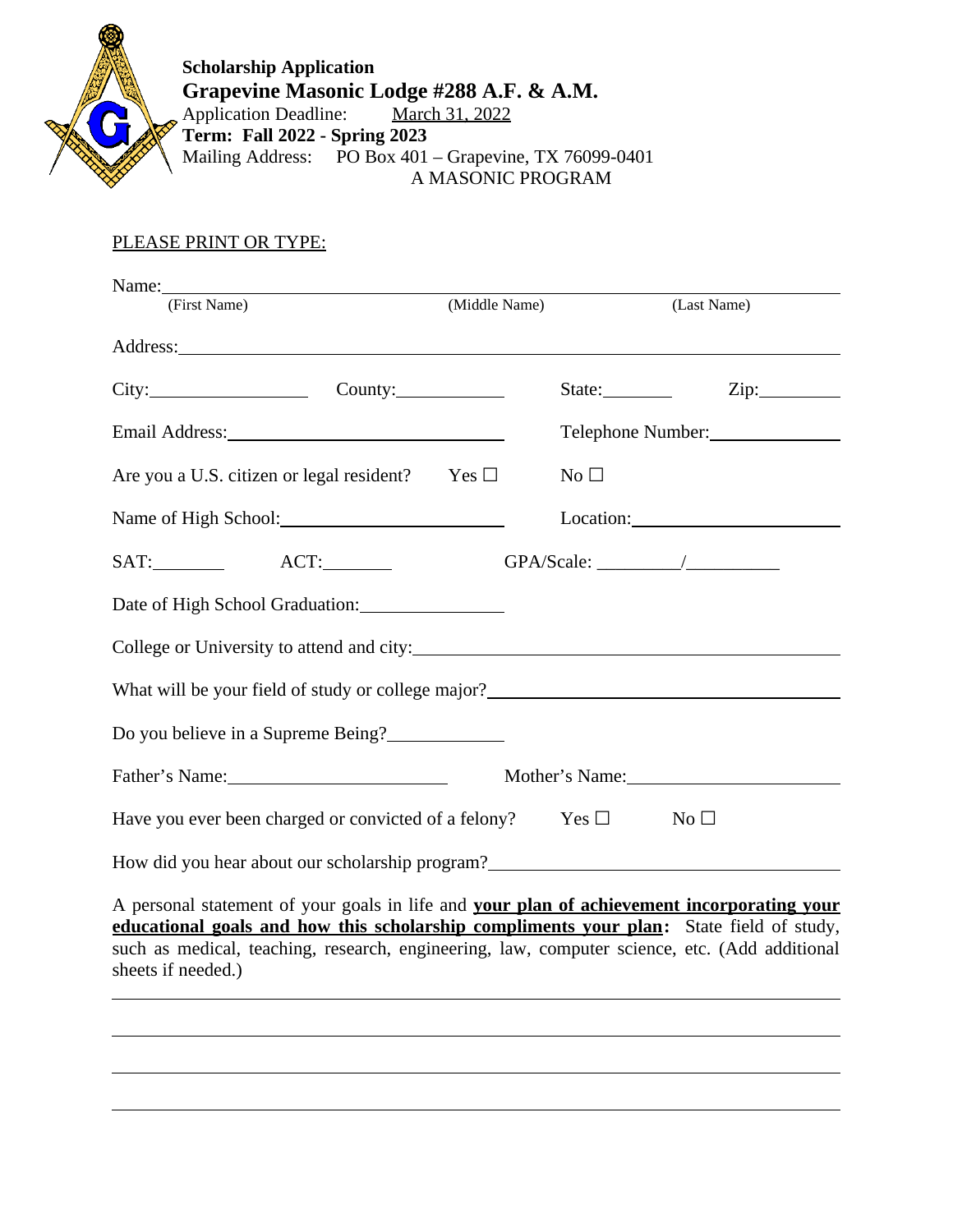**Scholarship Application**

# Grapevine Masonic Lodge #288 A.F. & A.M.

Application Deadline: March 31, 2022

**Term: Fall 2022 - Spring 2023**

Mailing Address: PO Box 401 – Grapevine, TX 76099-0401

A MASONIC PROGRAM

PLEASE PRINT OR TYPE:

Name: ______________________________________________________________
(First Name) (Middle Name) (Last Name)

Address: ______________________________________________________________

City: ________________ County: ____________ State: ________ Zip: _________

Email Address: ____________________________ Telephone Number: ______________

Are you a U.S. citizen or legal resident? Yes ☐ No ☐

Name of High School: ______________________ Location: ______________________

SAT: ________ ACT: ________ GPA/Scale: _________/__________

Date of High School Graduation: ______________

College or University to attend and city: ________________________________________

What will be your field of study or college major? ____________________________________

Do you believe in a Supreme Being? ____________

Father's Name: ______________________ Mother's Name: ______________________

Have you ever been charged or convicted of a felony? Yes ☐ No ☐

How did you hear about our scholarship program? ______________________________________

A personal statement of your goals in life and **your plan of achievement incorporating your educational goals and how this scholarship compliments your plan:** State field of study, such as medical, teaching, research, engineering, law, computer science, etc. (Add additional sheets if needed.)

______________________________________________________________________________

______________________________________________________________________________

______________________________________________________________________________

______________________________________________________________________________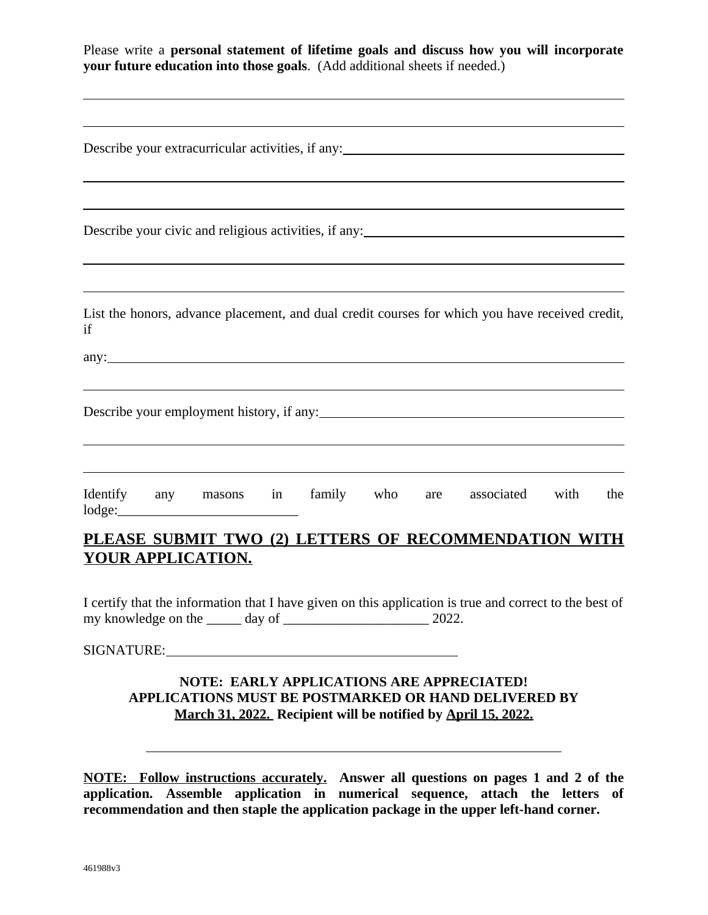Please write a **personal statement of lifetime goals and discuss how you will incorporate your future education into those goals**. (Add additional sheets if needed.)

______________________________________________________________________________

______________________________________________________________________________

Describe your extracurricular activities, if any: ______________________________________

______________________________________________________________________________

______________________________________________________________________________

Describe your civic and religious activities, if any: ___________________________________

______________________________________________________________________________

______________________________________________________________________________

List the honors, advance placement, and dual credit courses for which you have received credit, if

any: __________________________________________________________________________

______________________________________________________________________________

Describe your employment history, if any: ___________________________________________

______________________________________________________________________________

______________________________________________________________________________

Identify any masons in family who are associated with the lodge:__________________________

## <u>PLEASE SUBMIT TWO (2) LETTERS OF RECOMMENDATION WITH YOUR APPLICATION.</u>

I certify that the information that I have given on this application is true and correct to the best of my knowledge on the _____ day of _____________________ 2022.

SIGNATURE: ___________________________________________

**NOTE: EARLY APPLICATIONS ARE APPRECIATED!**
**APPLICATIONS MUST BE POSTMARKED OR HAND DELIVERED BY <u>March 31, 2022.</u> Recipient will be notified by <u>April 15, 2022.</u>**

______________________________________________________________________________

**<u>NOTE: Follow instructions accurately.</u> Answer all questions on pages 1 and 2 of the application. Assemble application in numerical sequence, attach the letters of recommendation and then staple the application package in the upper left-hand corner.**

461988v3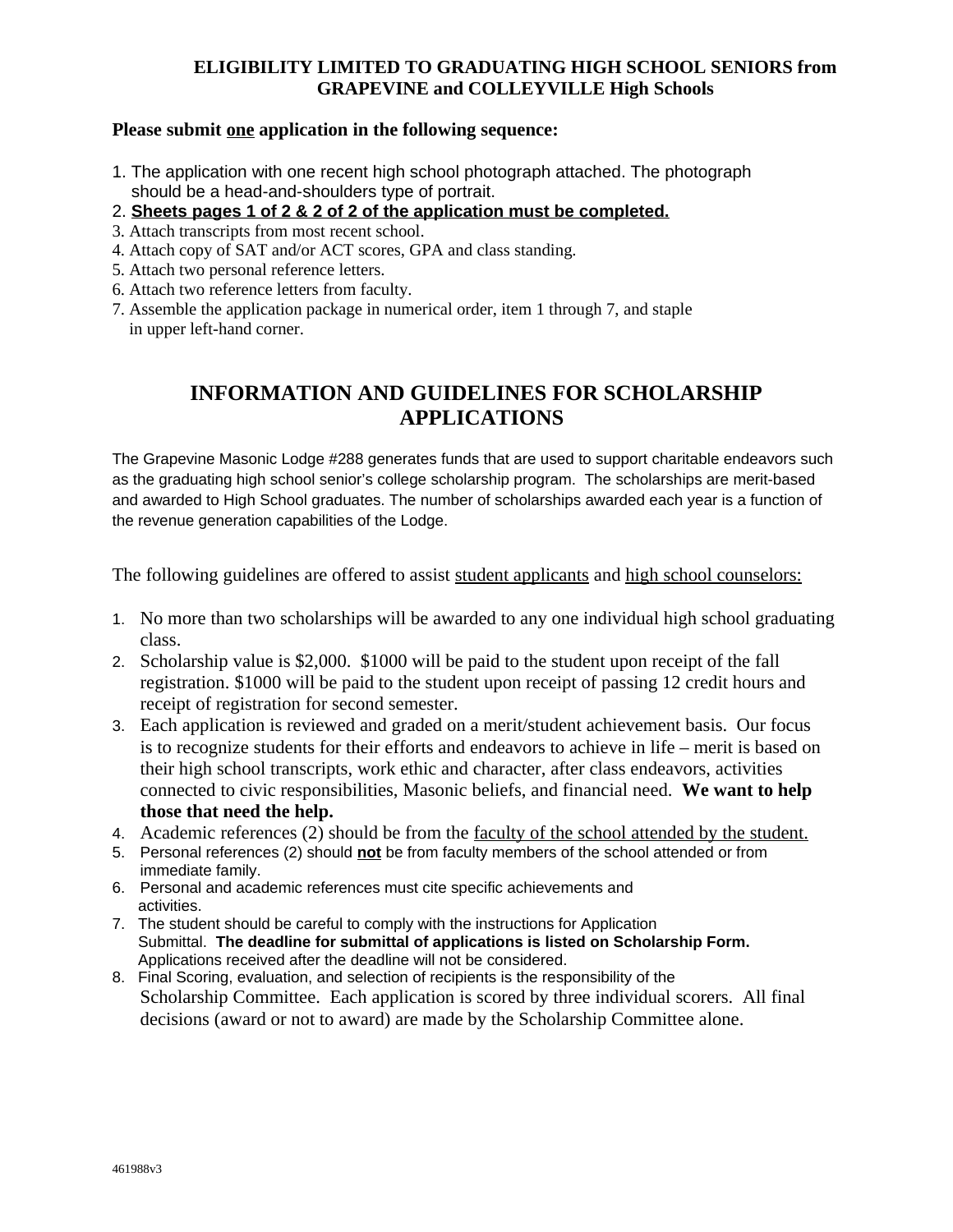**ELIGIBILITY LIMITED TO GRADUATING HIGH SCHOOL SENIORS from GRAPEVINE and COLLEYVILLE High Schools**

**Please submit one application in the following sequence:**

1. The application with one recent high school photograph attached. The photograph should be a head-and-shoulders type of portrait.
2. **Sheets pages 1 of 2 & 2 of 2 of the application must be completed.**
3. Attach transcripts from most recent school.
4. Attach copy of SAT and/or ACT scores, GPA and class standing.
5. Attach two personal reference letters.
6. Attach two reference letters from faculty.
7. Assemble the application package in numerical order, item 1 through 7, and staple in upper left-hand corner.

## INFORMATION AND GUIDELINES FOR SCHOLARSHIP APPLICATIONS

The Grapevine Masonic Lodge #288 generates funds that are used to support charitable endeavors such as the graduating high school senior's college scholarship program. The scholarships are merit-based and awarded to High School graduates. The number of scholarships awarded each year is a function of the revenue generation capabilities of the Lodge.

The following guidelines are offered to assist student applicants and high school counselors:

1. No more than two scholarships will be awarded to any one individual high school graduating class.
2. Scholarship value is $2,000. $1000 will be paid to the student upon receipt of the fall registration. $1000 will be paid to the student upon receipt of passing 12 credit hours and receipt of registration for second semester.
3. Each application is reviewed and graded on a merit/student achievement basis. Our focus is to recognize students for their efforts and endeavors to achieve in life – merit is based on their high school transcripts, work ethic and character, after class endeavors, activities connected to civic responsibilities, Masonic beliefs, and financial need. **We want to help those that need the help.**
4. Academic references (2) should be from the faculty of the school attended by the student.
5. Personal references (2) should **not** be from faculty members of the school attended or from immediate family.
6. Personal and academic references must cite specific achievements and activities.
7. The student should be careful to comply with the instructions for Application Submittal. **The deadline for submittal of applications is listed on Scholarship Form.** Applications received after the deadline will not be considered.
8. Final Scoring, evaluation, and selection of recipients is the responsibility of the Scholarship Committee. Each application is scored by three individual scorers. All final decisions (award or not to award) are made by the Scholarship Committee alone.

461988v3